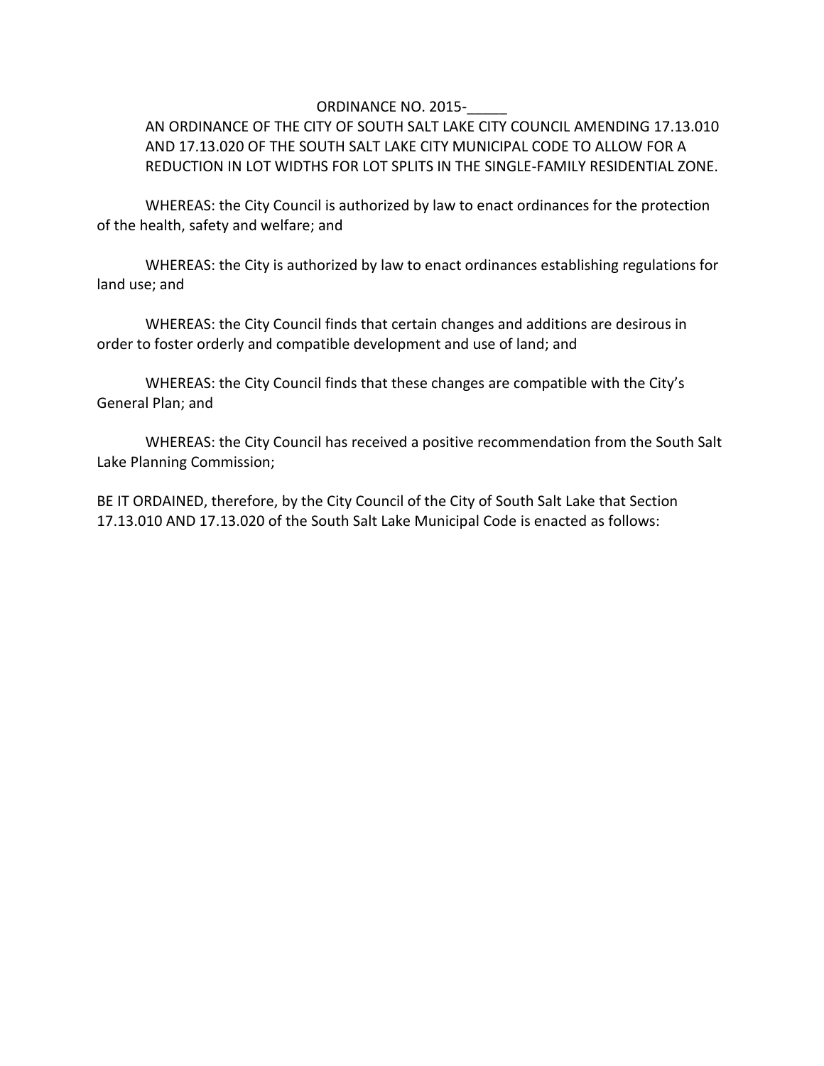ORDINANCE NO. 2015-_____

AN ORDINANCE OF THE CITY OF SOUTH SALT LAKE CITY COUNCIL AMENDING 17.13.010 AND 17.13.020 OF THE SOUTH SALT LAKE CITY MUNICIPAL CODE TO ALLOW FOR A REDUCTION IN LOT WIDTHS FOR LOT SPLITS IN THE SINGLE-FAMILY RESIDENTIAL ZONE.

WHEREAS: the City Council is authorized by law to enact ordinances for the protection of the health, safety and welfare; and

WHEREAS: the City is authorized by law to enact ordinances establishing regulations for land use; and

WHEREAS: the City Council finds that certain changes and additions are desirous in order to foster orderly and compatible development and use of land; and

WHEREAS: the City Council finds that these changes are compatible with the City's General Plan; and

WHEREAS: the City Council has received a positive recommendation from the South Salt Lake Planning Commission;

BE IT ORDAINED, therefore, by the City Council of the City of South Salt Lake that Section 17.13.010 AND 17.13.020 of the South Salt Lake Municipal Code is enacted as follows: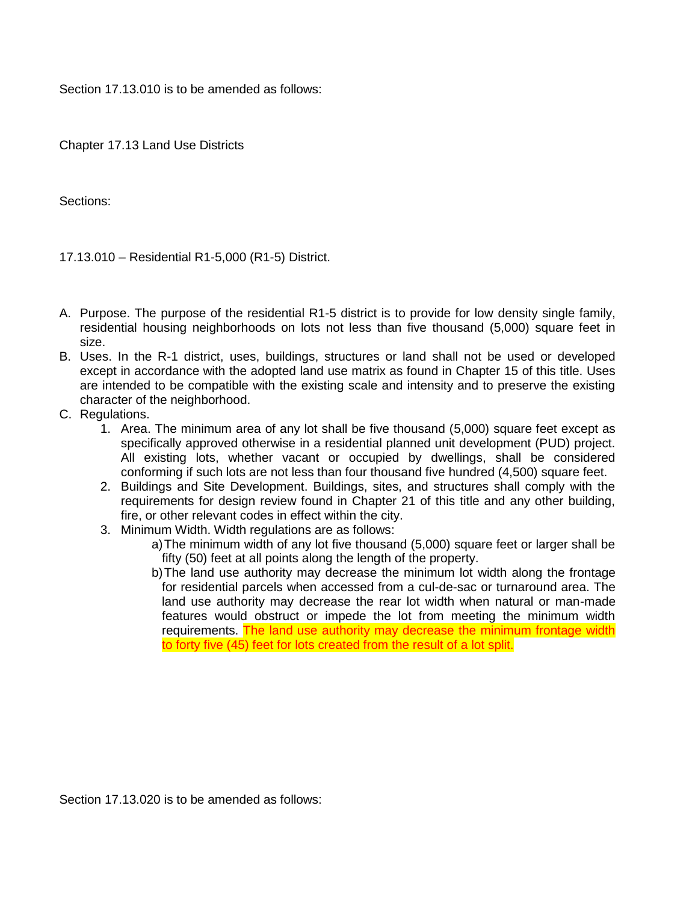Section 17.13.010 is to be amended as follows:

Chapter 17.13 Land Use Districts

Sections:

17.13.010 – Residential R1-5,000 (R1-5) District.

A. Purpose. The purpose of the residential R1-5 district is to provide for low density single family, residential housing neighborhoods on lots not less than five thousand (5,000) square feet in size.
B. Uses. In the R-1 district, uses, buildings, structures or land shall not be used or developed except in accordance with the adopted land use matrix as found in Chapter 15 of this title. Uses are intended to be compatible with the existing scale and intensity and to preserve the existing character of the neighborhood.
C. Regulations.
   1. Area. The minimum area of any lot shall be five thousand (5,000) square feet except as specifically approved otherwise in a residential planned unit development (PUD) project. All existing lots, whether vacant or occupied by dwellings, shall be considered conforming if such lots are not less than four thousand five hundred (4,500) square feet.
   2. Buildings and Site Development. Buildings, sites, and structures shall comply with the requirements for design review found in Chapter 21 of this title and any other building, fire, or other relevant codes in effect within the city.
   3. Minimum Width. Width regulations are as follows:
      a) The minimum width of any lot five thousand (5,000) square feet or larger shall be fifty (50) feet at all points along the length of the property.
      b) The land use authority may decrease the minimum lot width along the frontage for residential parcels when accessed from a cul-de-sac or turnaround area. The land use authority may decrease the rear lot width when natural or man-made features would obstruct or impede the lot from meeting the minimum width requirements. The land use authority may decrease the minimum frontage width to forty five (45) feet for lots created from the result of a lot split.

Section 17.13.020 is to be amended as follows: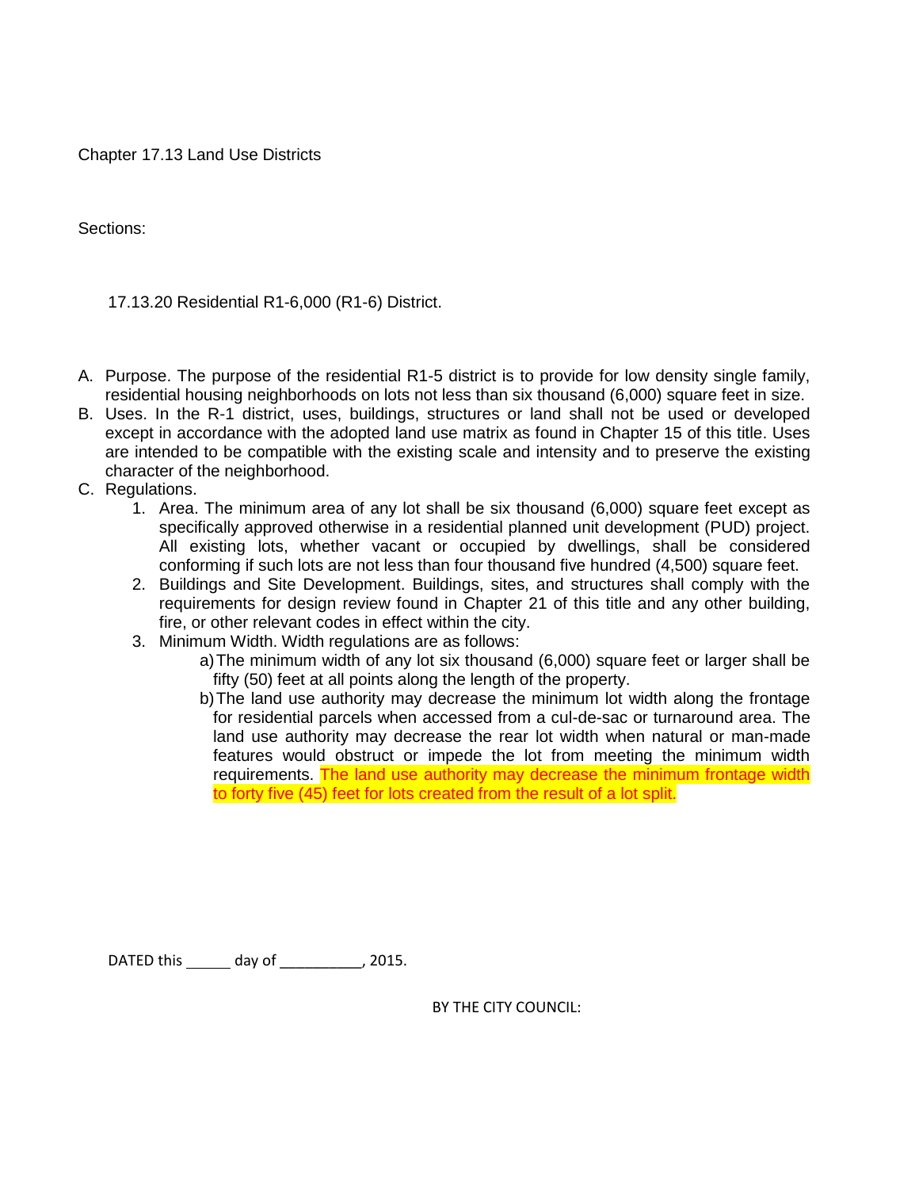Chapter 17.13 Land Use Districts

Sections:

17.13.20 Residential R1-6,000 (R1-6) District.

A. Purpose. The purpose of the residential R1-5 district is to provide for low density single family, residential housing neighborhoods on lots not less than six thousand (6,000) square feet in size.
B. Uses. In the R-1 district, uses, buildings, structures or land shall not be used or developed except in accordance with the adopted land use matrix as found in Chapter 15 of this title. Uses are intended to be compatible with the existing scale and intensity and to preserve the existing character of the neighborhood.
C. Regulations.
   1. Area. The minimum area of any lot shall be six thousand (6,000) square feet except as specifically approved otherwise in a residential planned unit development (PUD) project. All existing lots, whether vacant or occupied by dwellings, shall be considered conforming if such lots are not less than four thousand five hundred (4,500) square feet.
   2. Buildings and Site Development. Buildings, sites, and structures shall comply with the requirements for design review found in Chapter 21 of this title and any other building, fire, or other relevant codes in effect within the city.
   3. Minimum Width. Width regulations are as follows:
      a) The minimum width of any lot six thousand (6,000) square feet or larger shall be fifty (50) feet at all points along the length of the property.
      b) The land use authority may decrease the minimum lot width along the frontage for residential parcels when accessed from a cul-de-sac or turnaround area. The land use authority may decrease the rear lot width when natural or man-made features would obstruct or impede the lot from meeting the minimum width requirements. The land use authority may decrease the minimum frontage width to forty five (45) feet for lots created from the result of a lot split.

DATED this ______ day of __________, 2015.

BY THE CITY COUNCIL: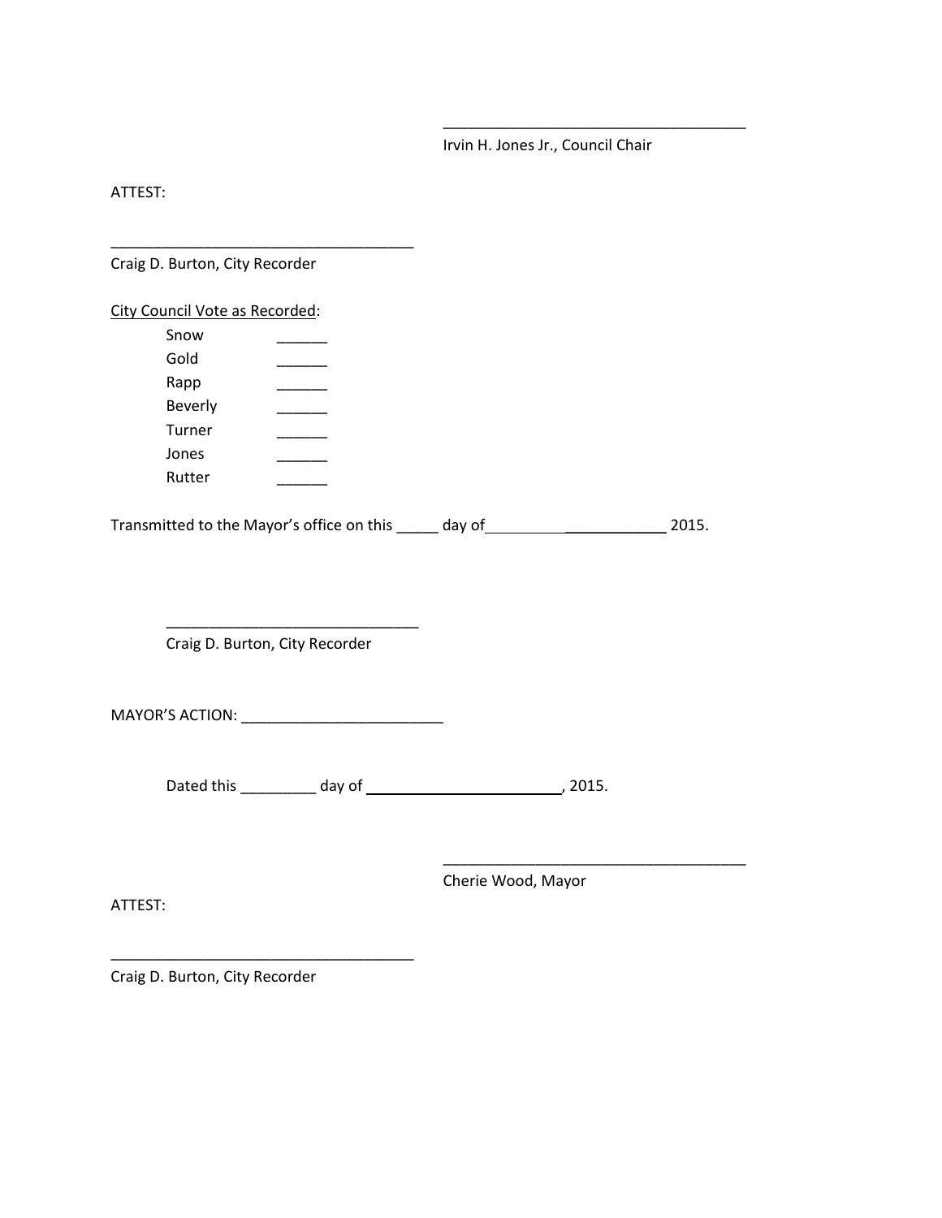\_\_\_\_\_\_\_\_\_\_\_\_\_\_\_\_\_\_\_\_\_\_\_\_\_\_\_\_\_\_\_\_\_\_\_\_
Irvin H. Jones Jr., Council Chair

ATTEST:

\_\_\_\_\_\_\_\_\_\_\_\_\_\_\_\_\_\_\_\_\_\_\_\_\_\_\_\_\_\_\_\_\_\_\_\_
Craig D. Burton, City Recorder

<u>City Council Vote as Recorded</u>:

| | |
|---|---|
| Snow | ______ |
| Gold | ______ |
| Rapp | ______ |
| Beverly | ______ |
| Turner | ______ |
| Jones | ______ |
| Rutter | ______ |

Transmitted to the Mayor's office on this _____ day of______________________ 2015.

\_\_\_\_\_\_\_\_\_\_\_\_\_\_\_\_\_\_\_\_\_\_\_\_\_\_\_\_\_\_
Craig D. Burton, City Recorder

MAYOR'S ACTION: ________________________

Dated this _________ day of _______________________, 2015.

\_\_\_\_\_\_\_\_\_\_\_\_\_\_\_\_\_\_\_\_\_\_\_\_\_\_\_\_\_\_\_\_\_\_\_\_
Cherie Wood, Mayor

ATTEST:

\_\_\_\_\_\_\_\_\_\_\_\_\_\_\_\_\_\_\_\_\_\_\_\_\_\_\_\_\_\_\_\_\_\_\_\_
Craig D. Burton, City Recorder